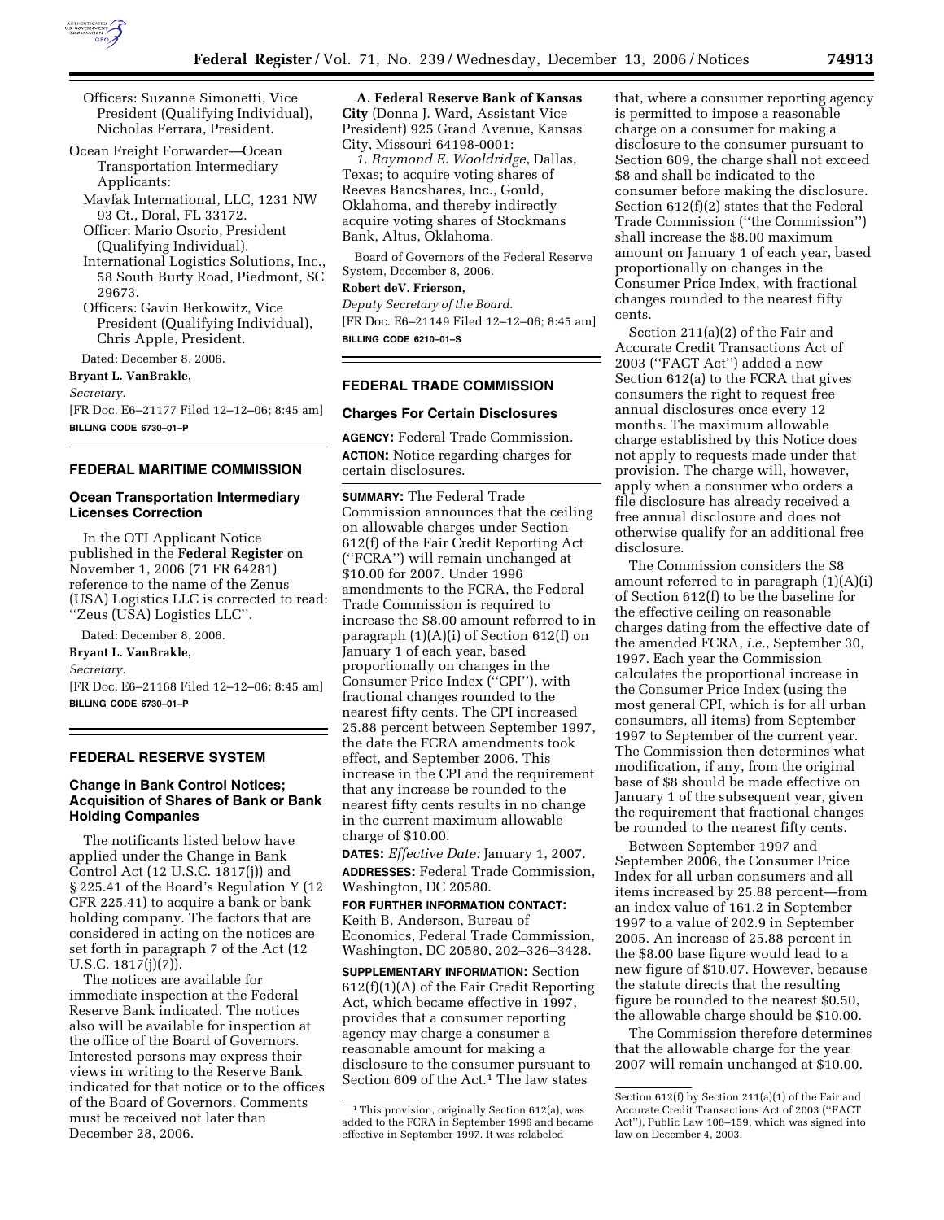Officers: Suzanne Simonetti, Vice President (Qualifying Individual), Nicholas Ferrara, President.

Ocean Freight Forwarder—Ocean Transportation Intermediary Applicants:

Mayfak International, LLC, 1231 NW 93 Ct., Doral, FL 33172.

Officer: Mario Osorio, President (Qualifying Individual).

International Logistics Solutions, Inc., 58 South Burty Road, Piedmont, SC 29673.

Officers: Gavin Berkowitz, Vice President (Qualifying Individual), Chris Apple, President.

Dated: December 8, 2006.

**Bryant L. VanBrakle,**

*Secretary.*

[FR Doc. E6–21177 Filed 12–12–06; 8:45 am]

**BILLING CODE 6730–01–P**

## FEDERAL MARITIME COMMISSION

### Ocean Transportation Intermediary Licenses Correction

In the OTI Applicant Notice published in the **Federal Register** on November 1, 2006 (71 FR 64281) reference to the name of the Zenus (USA) Logistics LLC is corrected to read: ''Zeus (USA) Logistics LLC''.

Dated: December 8, 2006.

**Bryant L. VanBrakle,**

*Secretary.*

[FR Doc. E6–21168 Filed 12–12–06; 8:45 am]

**BILLING CODE 6730–01–P**

## FEDERAL RESERVE SYSTEM

### Change in Bank Control Notices; Acquisition of Shares of Bank or Bank Holding Companies

The notificants listed below have applied under the Change in Bank Control Act (12 U.S.C. 1817(j)) and § 225.41 of the Board's Regulation Y (12 CFR 225.41) to acquire a bank or bank holding company. The factors that are considered in acting on the notices are set forth in paragraph 7 of the Act (12 U.S.C. 1817(j)(7)).

The notices are available for immediate inspection at the Federal Reserve Bank indicated. The notices also will be available for inspection at the office of the Board of Governors. Interested persons may express their views in writing to the Reserve Bank indicated for that notice or to the offices of the Board of Governors. Comments must be received not later than December 28, 2006.

**A. Federal Reserve Bank of Kansas City** (Donna J. Ward, Assistant Vice President) 925 Grand Avenue, Kansas City, Missouri 64198-0001:

*1. Raymond E. Wooldridge*, Dallas, Texas; to acquire voting shares of Reeves Bancshares, Inc., Gould, Oklahoma, and thereby indirectly acquire voting shares of Stockmans Bank, Altus, Oklahoma.

Board of Governors of the Federal Reserve System, December 8, 2006.

**Robert deV. Frierson,**

*Deputy Secretary of the Board.*

[FR Doc. E6–21149 Filed 12–12–06; 8:45 am]

**BILLING CODE 6210–01–S**

## FEDERAL TRADE COMMISSION

### Charges For Certain Disclosures

**AGENCY:** Federal Trade Commission.

**ACTION:** Notice regarding charges for certain disclosures.

**SUMMARY:** The Federal Trade Commission announces that the ceiling on allowable charges under Section 612(f) of the Fair Credit Reporting Act (''FCRA'') will remain unchanged at $10.00 for 2007. Under 1996 amendments to the FCRA, the Federal Trade Commission is required to increase the $8.00 amount referred to in paragraph (1)(A)(i) of Section 612(f) on January 1 of each year, based proportionally on changes in the Consumer Price Index (''CPI''), with fractional changes rounded to the nearest fifty cents. The CPI increased 25.88 percent between September 1997, the date the FCRA amendments took effect, and September 2006. This increase in the CPI and the requirement that any increase be rounded to the nearest fifty cents results in no change in the current maximum allowable charge of $10.00.

**DATES:** *Effective Date:* January 1, 2007.

**ADDRESSES:** Federal Trade Commission, Washington, DC 20580.

**FOR FURTHER INFORMATION CONTACT:** Keith B. Anderson, Bureau of Economics, Federal Trade Commission, Washington, DC 20580, 202–326–3428.

**SUPPLEMENTARY INFORMATION:** Section 612(f)(1)(A) of the Fair Credit Reporting Act, which became effective in 1997, provides that a consumer reporting agency may charge a consumer a reasonable amount for making a disclosure to the consumer pursuant to Section 609 of the Act.[1] The law states that, where a consumer reporting agency is permitted to impose a reasonable charge on a consumer for making a disclosure to the consumer pursuant to Section 609, the charge shall not exceed $8 and shall be indicated to the consumer before making the disclosure. Section 612(f)(2) states that the Federal Trade Commission (''the Commission'') shall increase the $8.00 maximum amount on January 1 of each year, based proportionally on changes in the Consumer Price Index, with fractional changes rounded to the nearest fifty cents.

Section 211(a)(2) of the Fair and Accurate Credit Transactions Act of 2003 (''FACT Act'') added a new Section 612(a) to the FCRA that gives consumers the right to request free annual disclosures once every 12 months. The maximum allowable charge established by this Notice does not apply to requests made under that provision. The charge will, however, apply when a consumer who orders a file disclosure has already received a free annual disclosure and does not otherwise qualify for an additional free disclosure.

The Commission considers the $8 amount referred to in paragraph (1)(A)(i) of Section 612(f) to be the baseline for the effective ceiling on reasonable charges dating from the effective date of the amended FCRA, *i.e.*, September 30, 1997. Each year the Commission calculates the proportional increase in the Consumer Price Index (using the most general CPI, which is for all urban consumers, all items) from September 1997 to September of the current year. The Commission then determines what modification, if any, from the original base of $8 should be made effective on January 1 of the subsequent year, given the requirement that fractional changes be rounded to the nearest fifty cents.

Between September 1997 and September 2006, the Consumer Price Index for all urban consumers and all items increased by 25.88 percent—from an index value of 161.2 in September 1997 to a value of 202.9 in September 2005. An increase of 25.88 percent in the $8.00 base figure would lead to a new figure of $10.07. However, because the statute directs that the resulting figure be rounded to the nearest $0.50, the allowable charge should be $10.00.

The Commission therefore determines that the allowable charge for the year 2007 will remain unchanged at $10.00.

---

[1] This provision, originally Section 612(a), was added to the FCRA in September 1996 and became effective in September 1997. It was relabeled Section 612(f) by Section 211(a)(1) of the Fair and Accurate Credit Transactions Act of 2003 (''FACT Act''), Public Law 108–159, which was signed into law on December 4, 2003.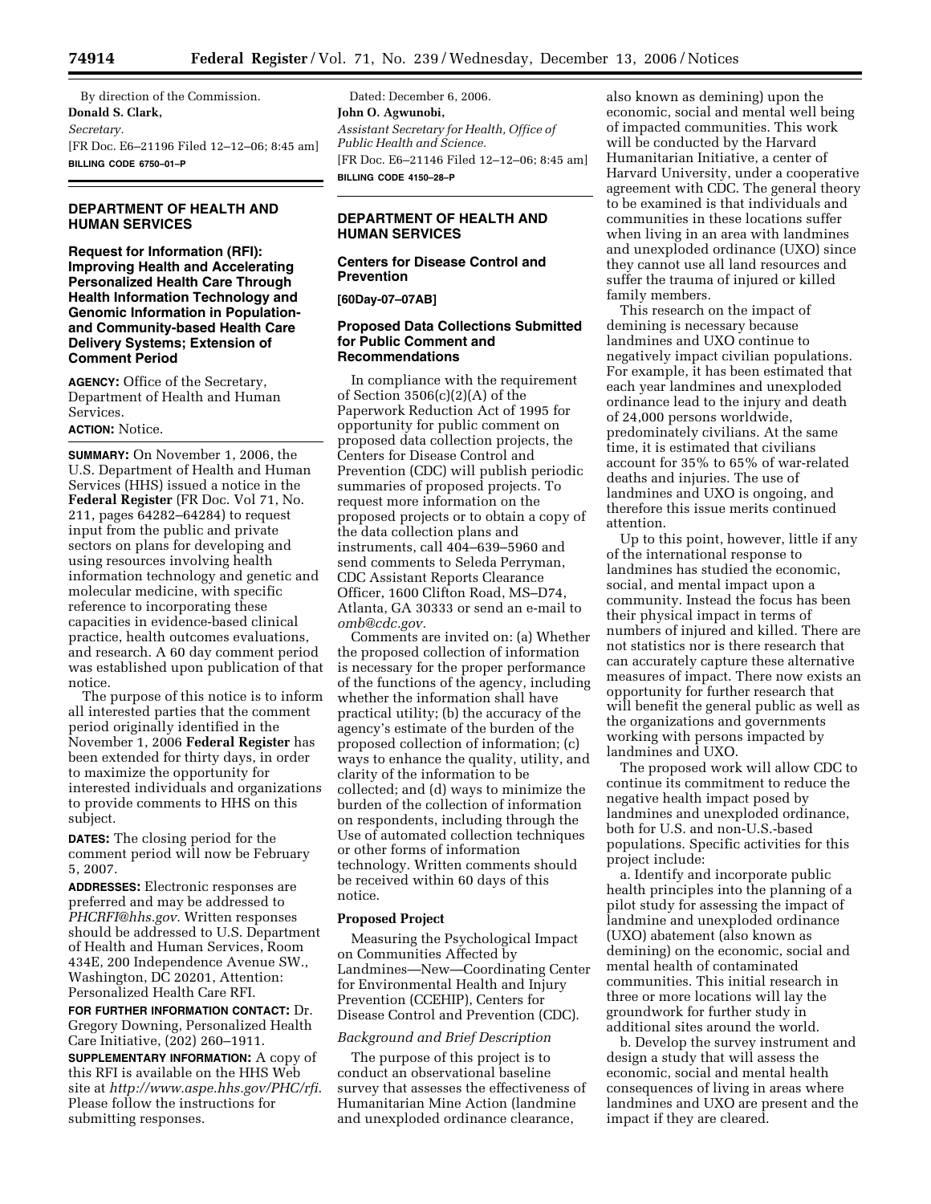By direction of the Commission.

**Donald S. Clark,**

*Secretary.*

[FR Doc. E6–21196 Filed 12–12–06; 8:45 am]

**BILLING CODE 6750–01–P**

## DEPARTMENT OF HEALTH AND HUMAN SERVICES

### Request for Information (RFI): Improving Health and Accelerating Personalized Health Care Through Health Information Technology and Genomic Information in Population- and Community-based Health Care Delivery Systems; Extension of Comment Period

**AGENCY:** Office of the Secretary, Department of Health and Human Services.

**ACTION:** Notice.

**SUMMARY:** On November 1, 2006, the U.S. Department of Health and Human Services (HHS) issued a notice in the **Federal Register** (FR Doc. Vol 71, No. 211, pages 64282–64284) to request input from the public and private sectors on plans for developing and using resources involving health information technology and genetic and molecular medicine, with specific reference to incorporating these capacities in evidence-based clinical practice, health outcomes evaluations, and research. A 60 day comment period was established upon publication of that notice.

The purpose of this notice is to inform all interested parties that the comment period originally identified in the November 1, 2006 **Federal Register** has been extended for thirty days, in order to maximize the opportunity for interested individuals and organizations to provide comments to HHS on this subject.

**DATES:** The closing period for the comment period will now be February 5, 2007.

**ADDRESSES:** Electronic responses are preferred and may be addressed to *PHCRFI@hhs.gov.* Written responses should be addressed to U.S. Department of Health and Human Services, Room 434E, 200 Independence Avenue SW., Washington, DC 20201, Attention: Personalized Health Care RFI.

**FOR FURTHER INFORMATION CONTACT:** Dr. Gregory Downing, Personalized Health Care Initiative, (202) 260–1911.

**SUPPLEMENTARY INFORMATION:** A copy of this RFI is available on the HHS Web site at *http://www.aspe.hhs.gov/PHC/rfi.* Please follow the instructions for submitting responses.

Dated: December 6, 2006.

**John O. Agwunobi,**

*Assistant Secretary for Health, Office of Public Health and Science.*

[FR Doc. E6–21146 Filed 12–12–06; 8:45 am]

**BILLING CODE 4150–28–P**

## DEPARTMENT OF HEALTH AND HUMAN SERVICES

### Centers for Disease Control and Prevention

**[60Day-07–07AB]**

### Proposed Data Collections Submitted for Public Comment and Recommendations

In compliance with the requirement of Section 3506(c)(2)(A) of the Paperwork Reduction Act of 1995 for opportunity for public comment on proposed data collection projects, the Centers for Disease Control and Prevention (CDC) will publish periodic summaries of proposed projects. To request more information on the proposed projects or to obtain a copy of the data collection plans and instruments, call 404–639–5960 and send comments to Seleda Perryman, CDC Assistant Reports Clearance Officer, 1600 Clifton Road, MS–D74, Atlanta, GA 30333 or send an e-mail to *omb@cdc.gov.*

Comments are invited on: (a) Whether the proposed collection of information is necessary for the proper performance of the functions of the agency, including whether the information shall have practical utility; (b) the accuracy of the agency's estimate of the burden of the proposed collection of information; (c) ways to enhance the quality, utility, and clarity of the information to be collected; and (d) ways to minimize the burden of the collection of information on respondents, including through the Use of automated collection techniques or other forms of information technology. Written comments should be received within 60 days of this notice.

#### Proposed Project

Measuring the Psychological Impact on Communities Affected by Landmines—New—Coordinating Center for Environmental Health and Injury Prevention (CCEHIP), Centers for Disease Control and Prevention (CDC).

#### *Background and Brief Description*

The purpose of this project is to conduct an observational baseline survey that assesses the effectiveness of Humanitarian Mine Action (landmine and unexploded ordinance clearance, also known as demining) upon the economic, social and mental well being of impacted communities. This work will be conducted by the Harvard Humanitarian Initiative, a center of Harvard University, under a cooperative agreement with CDC. The general theory to be examined is that individuals and communities in these locations suffer when living in an area with landmines and unexploded ordinance (UXO) since they cannot use all land resources and suffer the trauma of injured or killed family members.

This research on the impact of demining is necessary because landmines and UXO continue to negatively impact civilian populations. For example, it has been estimated that each year landmines and unexploded ordinance lead to the injury and death of 24,000 persons worldwide, predominately civilians. At the same time, it is estimated that civilians account for 35% to 65% of war-related deaths and injuries. The use of landmines and UXO is ongoing, and therefore this issue merits continued attention.

Up to this point, however, little if any of the international response to landmines has studied the economic, social, and mental impact upon a community. Instead the focus has been their physical impact in terms of numbers of injured and killed. There are not statistics nor is there research that can accurately capture these alternative measures of impact. There now exists an opportunity for further research that will benefit the general public as well as the organizations and governments working with persons impacted by landmines and UXO.

The proposed work will allow CDC to continue its commitment to reduce the negative health impact posed by landmines and unexploded ordinance, both for U.S. and non-U.S.-based populations. Specific activities for this project include:

a. Identify and incorporate public health principles into the planning of a pilot study for assessing the impact of landmine and unexploded ordinance (UXO) abatement (also known as demining) on the economic, social and mental health of contaminated communities. This initial research in three or more locations will lay the groundwork for further study in additional sites around the world.

b. Develop the survey instrument and design a study that will assess the economic, social and mental health consequences of living in areas where landmines and UXO are present and the impact if they are cleared.